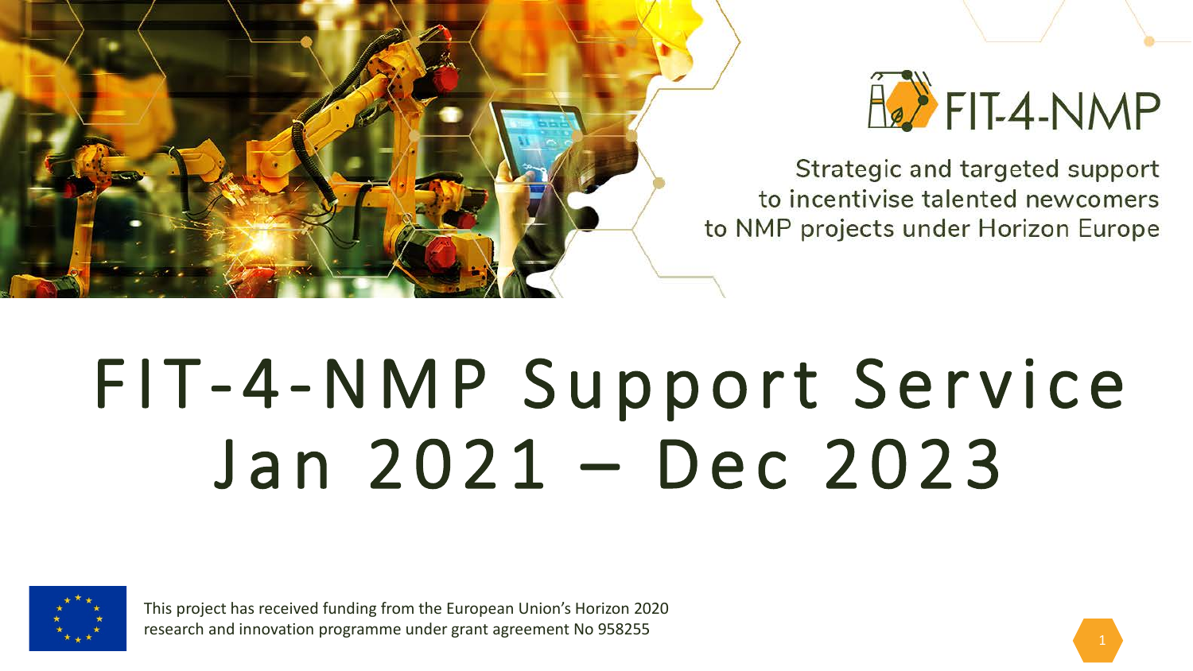FIT-4-NMP

Strategic and targeted support to incentivise talented newcomers to NMP projects under Horizon Europe

# FIT-4-NMP Support Service Jan 2021 – Dec 2023

This project has received funding from the European Union's Horizon 2020 research and innovation programme under grant agreement No 958255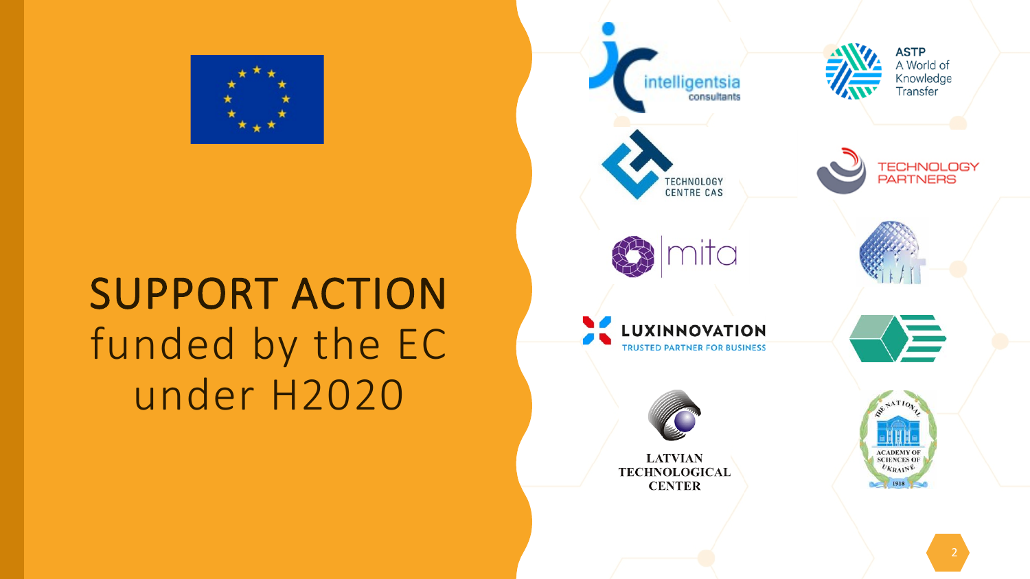# SUPPORT ACTION funded by the EC under H2020

intelligentsia consultants

ASTP A World of Knowledge Transfer

TECHNOLOGY CENTRE CAS

TECHNOLOGY PARTNERS

mita

LUXINNOVATION TRUSTED PARTNER FOR BUSINESS

LATVIAN TECHNOLOGICAL CENTER

THE NATIONAL ACADEMY OF SCIENCES OF UKRAINE 1918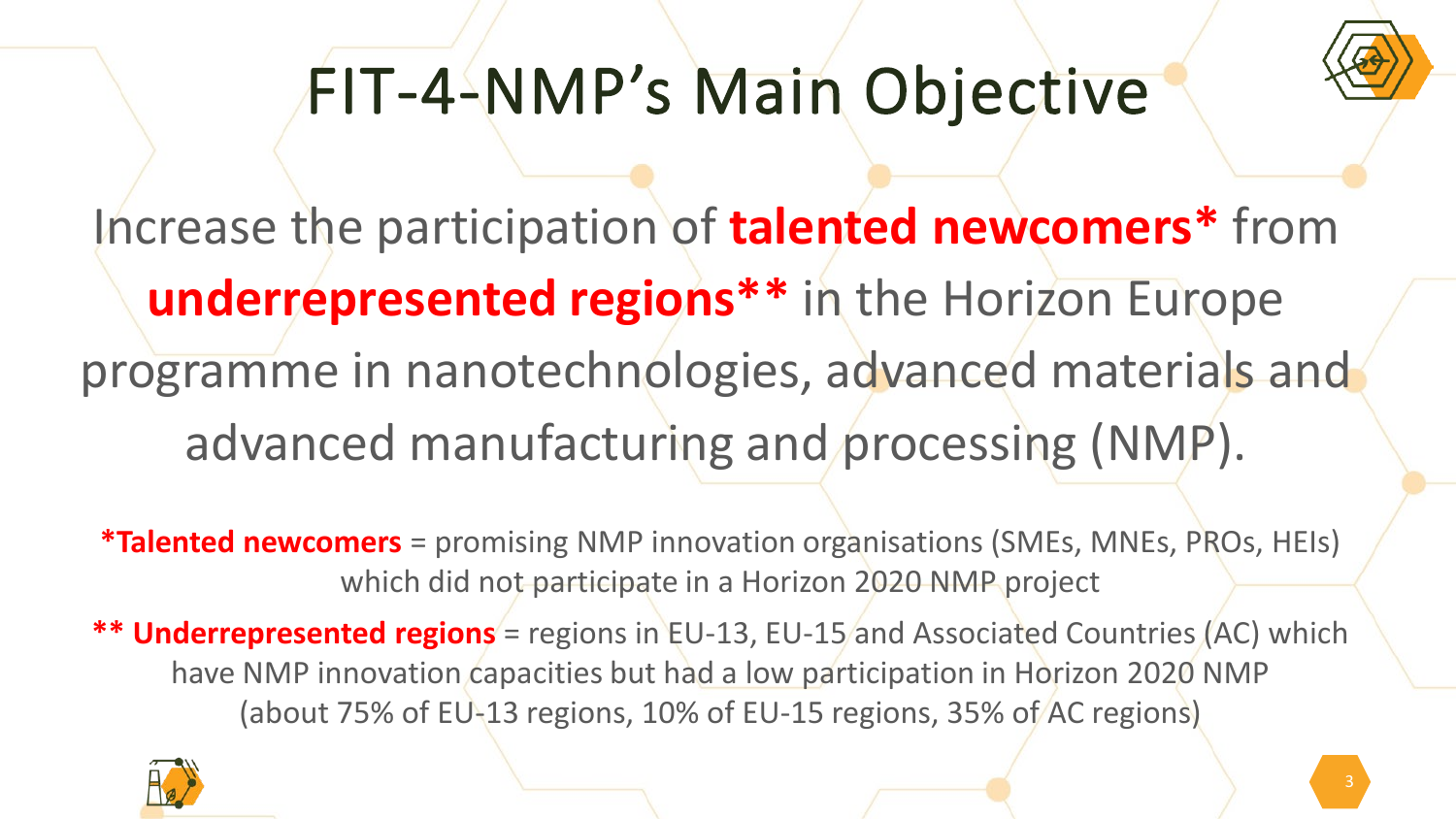# FIT-4-NMP's Main Objective

Increase the participation of **talented newcomers*** from **underrepresented regions**** in the Horizon Europe programme in nanotechnologies, advanced materials and advanced manufacturing and processing (NMP).

***Talented newcomers** = promising NMP innovation organisations (SMEs, MNEs, PROs, HEIs) which did not participate in a Horizon 2020 NMP project

**** Underrepresented regions** = regions in EU-13, EU-15 and Associated Countries (AC) which have NMP innovation capacities but had a low participation in Horizon 2020 NMP (about 75% of EU-13 regions, 10% of EU-15 regions, 35% of AC regions)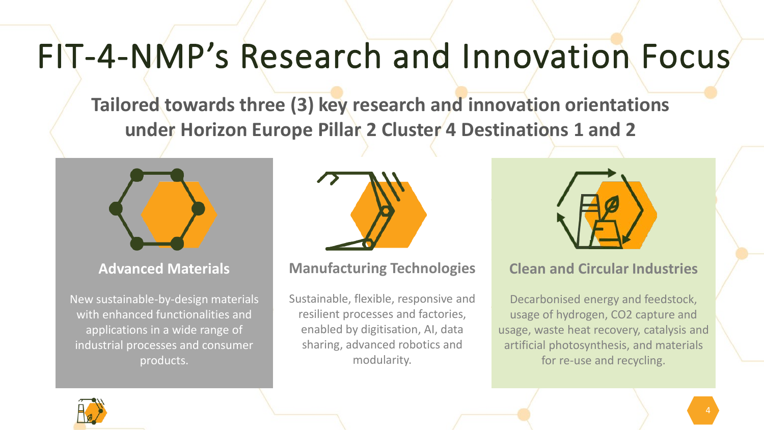# FIT-4-NMP's Research and Innovation Focus

**Tailored towards three (3) key research and innovation orientations under Horizon Europe Pillar 2 Cluster 4 Destinations 1 and 2**

### Advanced Materials

New sustainable-by-design materials with enhanced functionalities and applications in a wide range of industrial processes and consumer products.

### Manufacturing Technologies

Sustainable, flexible, responsive and resilient processes and factories, enabled by digitisation, AI, data sharing, advanced robotics and modularity.

### Clean and Circular Industries

Decarbonised energy and feedstock, usage of hydrogen, $CO_2$ capture and usage, waste heat recovery, catalysis and artificial photosynthesis, and materials for re-use and recycling.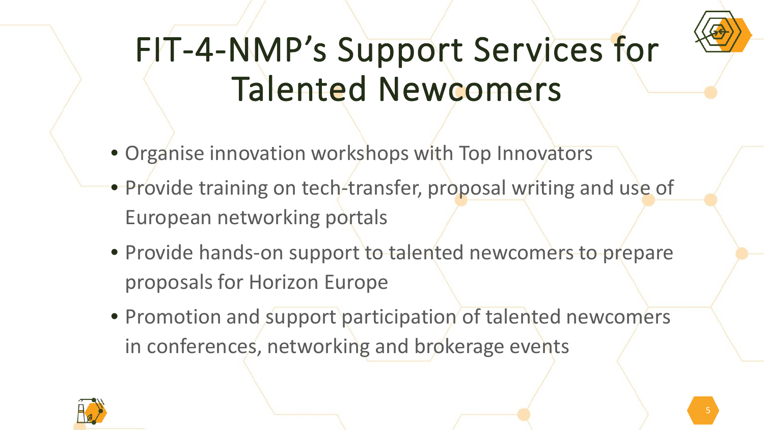# FIT-4-NMP's Support Services for Talented Newcomers

- Organise innovation workshops with Top Innovators
- Provide training on tech-transfer, proposal writing and use of European networking portals
- Provide hands-on support to talented newcomers to prepare proposals for Horizon Europe
- Promotion and support participation of talented newcomers in conferences, networking and brokerage events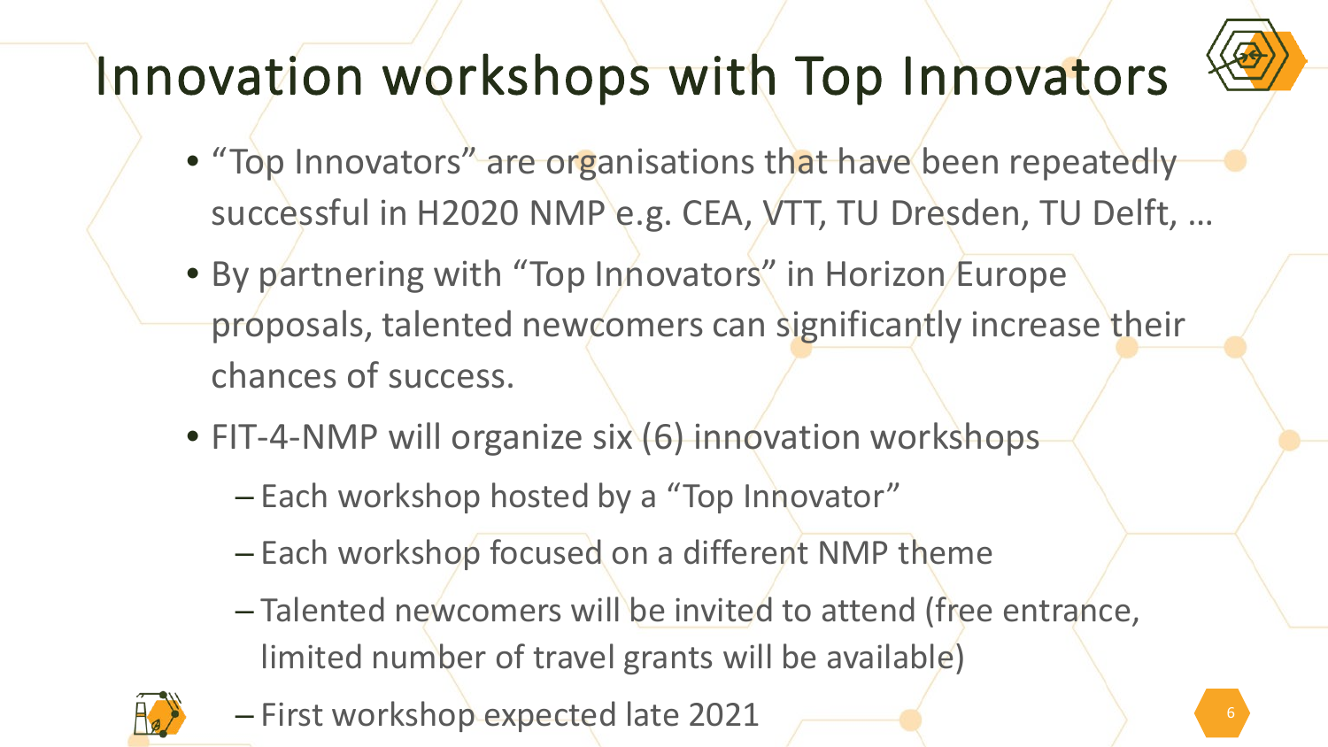# Innovation workshops with Top Innovators

- "Top Innovators" are organisations that have been repeatedly successful in H2020 NMP e.g. CEA, VTT, TU Dresden, TU Delft, …
- By partnering with "Top Innovators" in Horizon Europe proposals, talented newcomers can significantly increase their chances of success.
- FIT-4-NMP will organize six (6) innovation workshops
  - Each workshop hosted by a "Top Innovator"
  - Each workshop focused on a different NMP theme
  - Talented newcomers will be invited to attend (free entrance, limited number of travel grants will be available)
  - First workshop expected late 2021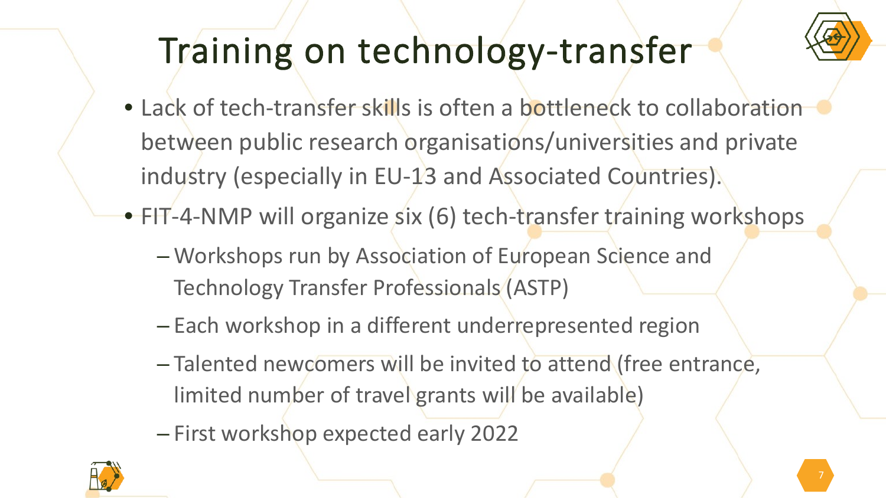# Training on technology-transfer

- Lack of tech-transfer skills is often a bottleneck to collaboration between public research organisations/universities and private industry (especially in EU-13 and Associated Countries).
- FIT-4-NMP will organize six (6) tech-transfer training workshops
  - Workshops run by Association of European Science and Technology Transfer Professionals (ASTP)
  - Each workshop in a different underrepresented region
  - Talented newcomers will be invited to attend (free entrance, limited number of travel grants will be available)
  - First workshop expected early 2022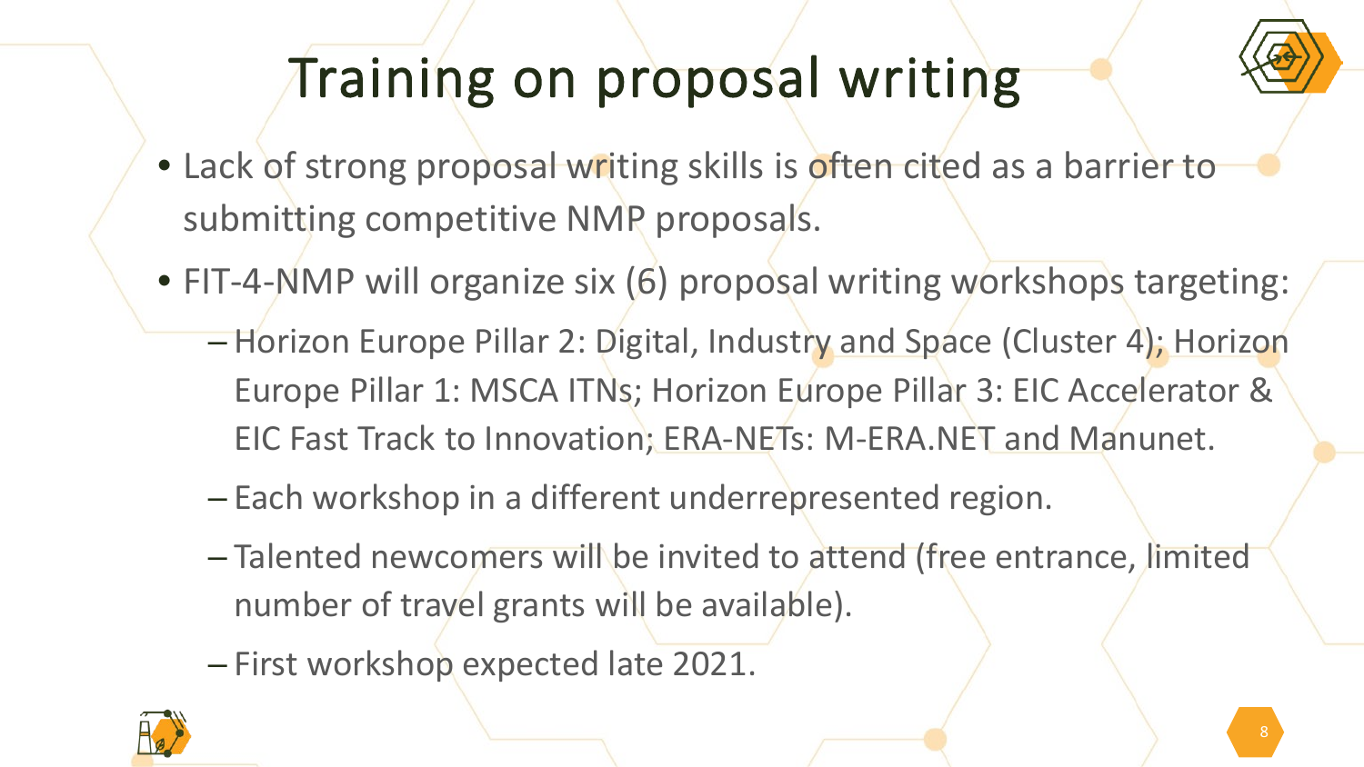# Training on proposal writing

- Lack of strong proposal writing skills is often cited as a barrier to submitting competitive NMP proposals.
- FIT-4-NMP will organize six (6) proposal writing workshops targeting:
  - Horizon Europe Pillar 2: Digital, Industry and Space (Cluster 4); Horizon Europe Pillar 1: MSCA ITNs; Horizon Europe Pillar 3: EIC Accelerator & EIC Fast Track to Innovation; ERA-NETs: M-ERA.NET and Manunet.
  - Each workshop in a different underrepresented region.
  - Talented newcomers will be invited to attend (free entrance, limited number of travel grants will be available).
  - First workshop expected late 2021.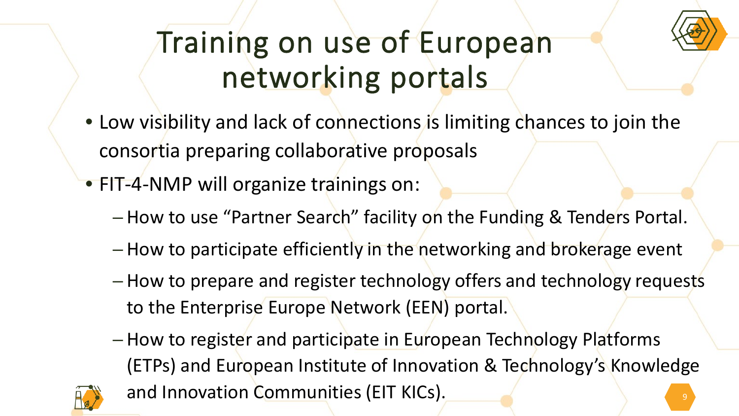# Training on use of European networking portals

- Low visibility and lack of connections is limiting chances to join the consortia preparing collaborative proposals
- FIT-4-NMP will organize trainings on:
  - How to use “Partner Search” facility on the Funding & Tenders Portal.
  - How to participate efficiently in the networking and brokerage event
  - How to prepare and register technology offers and technology requests to the Enterprise Europe Network (EEN) portal.
  - How to register and participate in European Technology Platforms (ETPs) and European Institute of Innovation & Technology’s Knowledge and Innovation Communities (EIT KICs).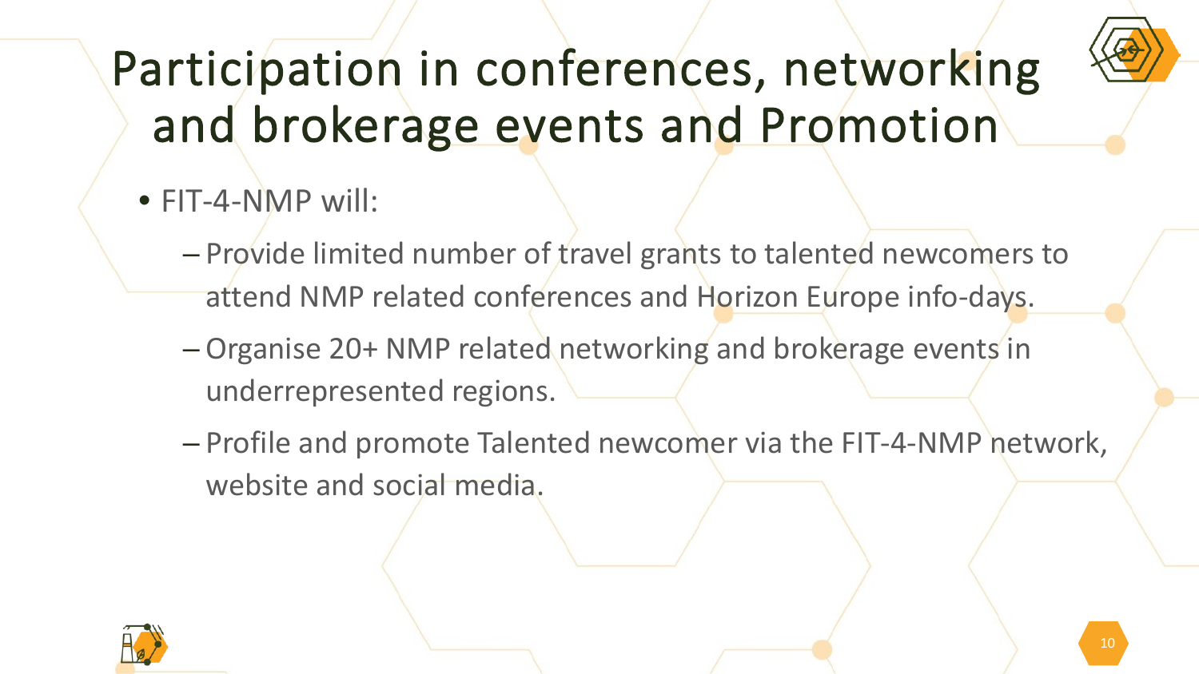# Participation in conferences, networking and brokerage events and Promotion

- FIT-4-NMP will:
  - Provide limited number of travel grants to talented newcomers to attend NMP related conferences and Horizon Europe info-days.
  - Organise 20+ NMP related networking and brokerage events in underrepresented regions.
  - Profile and promote Talented newcomer via the FIT-4-NMP network, website and social media.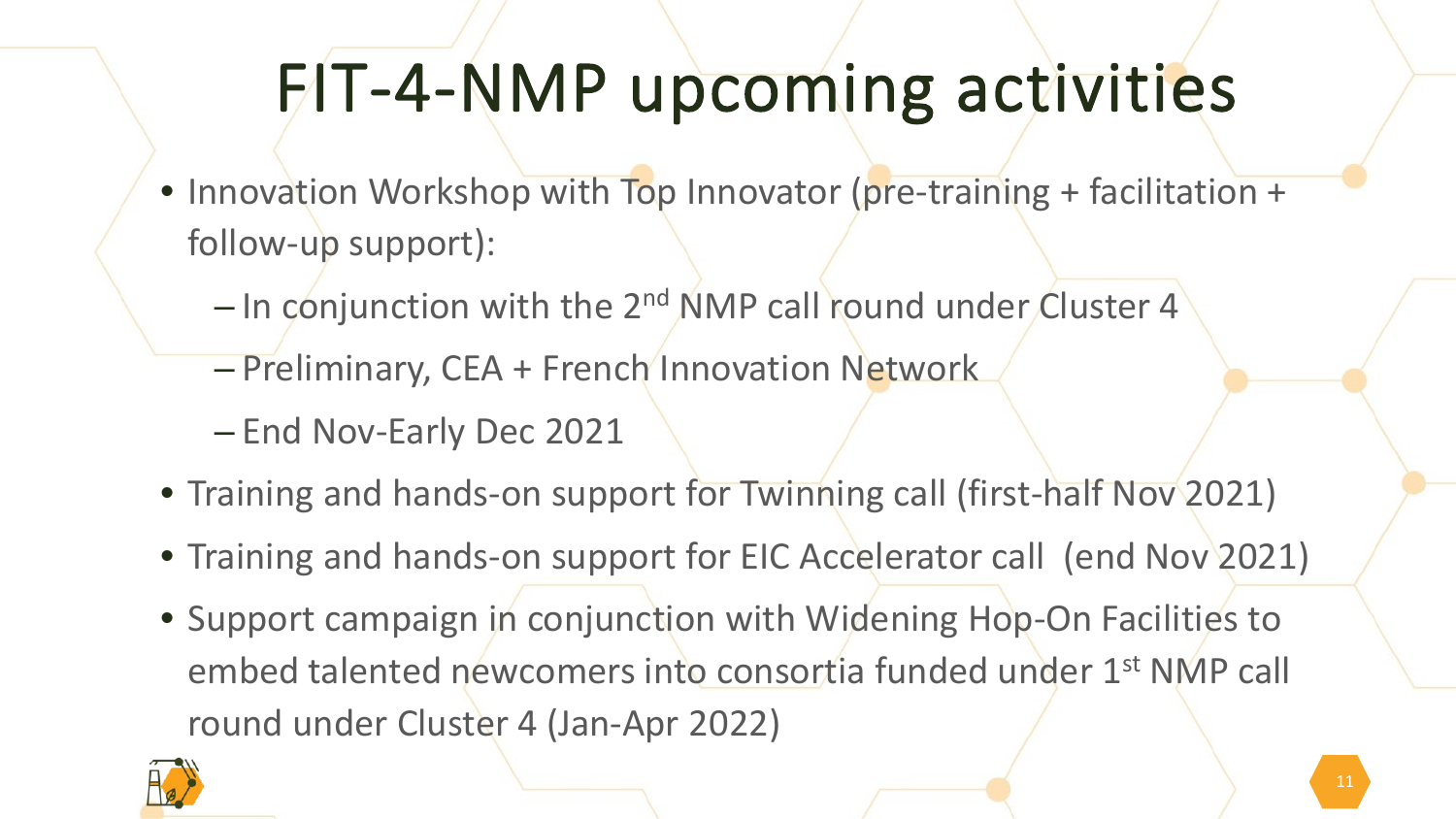# FIT-4-NMP upcoming activities

- Innovation Workshop with Top Innovator (pre-training + facilitation + follow-up support):
  - In conjunction with the 2nd NMP call round under Cluster 4
  - Preliminary, CEA + French Innovation Network
  - End Nov-Early Dec 2021
- Training and hands-on support for Twinning call (first-half Nov 2021)
- Training and hands-on support for EIC Accelerator call (end Nov 2021)
- Support campaign in conjunction with Widening Hop-On Facilities to embed talented newcomers into consortia funded under 1st NMP call round under Cluster 4 (Jan-Apr 2022)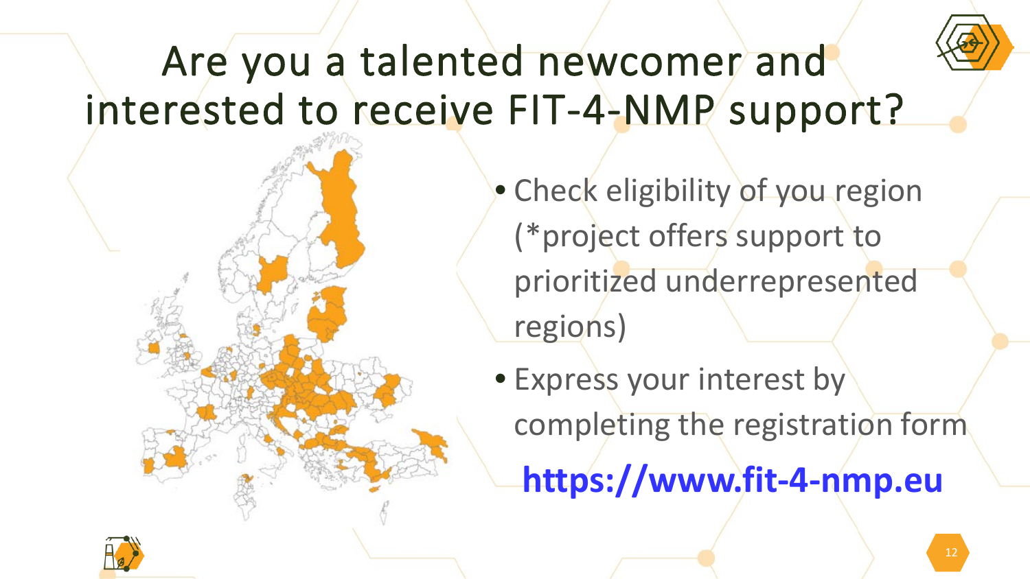# Are you a talented newcomer and interested to receive FIT-4-NMP support?

- Check eligibility of you region (*project offers support to prioritized underrepresented regions)
- Express your interest by completing the registration form

**https://www.fit-4-nmp.eu**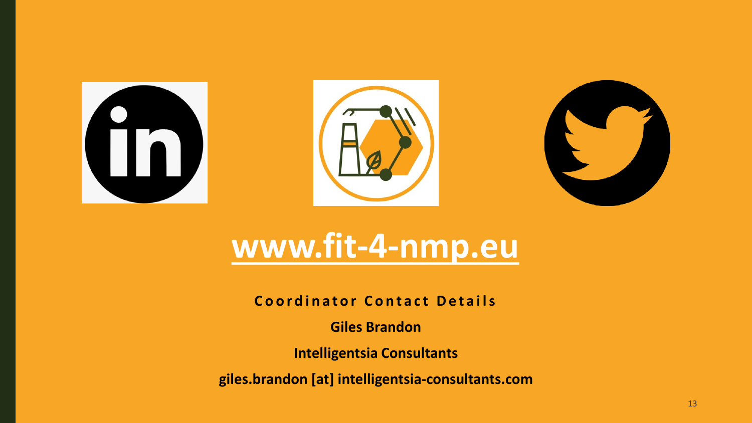# www.fit-4-nmp.eu

**Coordinator Contact Details**

**Giles Brandon**

**Intelligentsia Consultants**

**giles.brandon [at] intelligentsia-consultants.com**